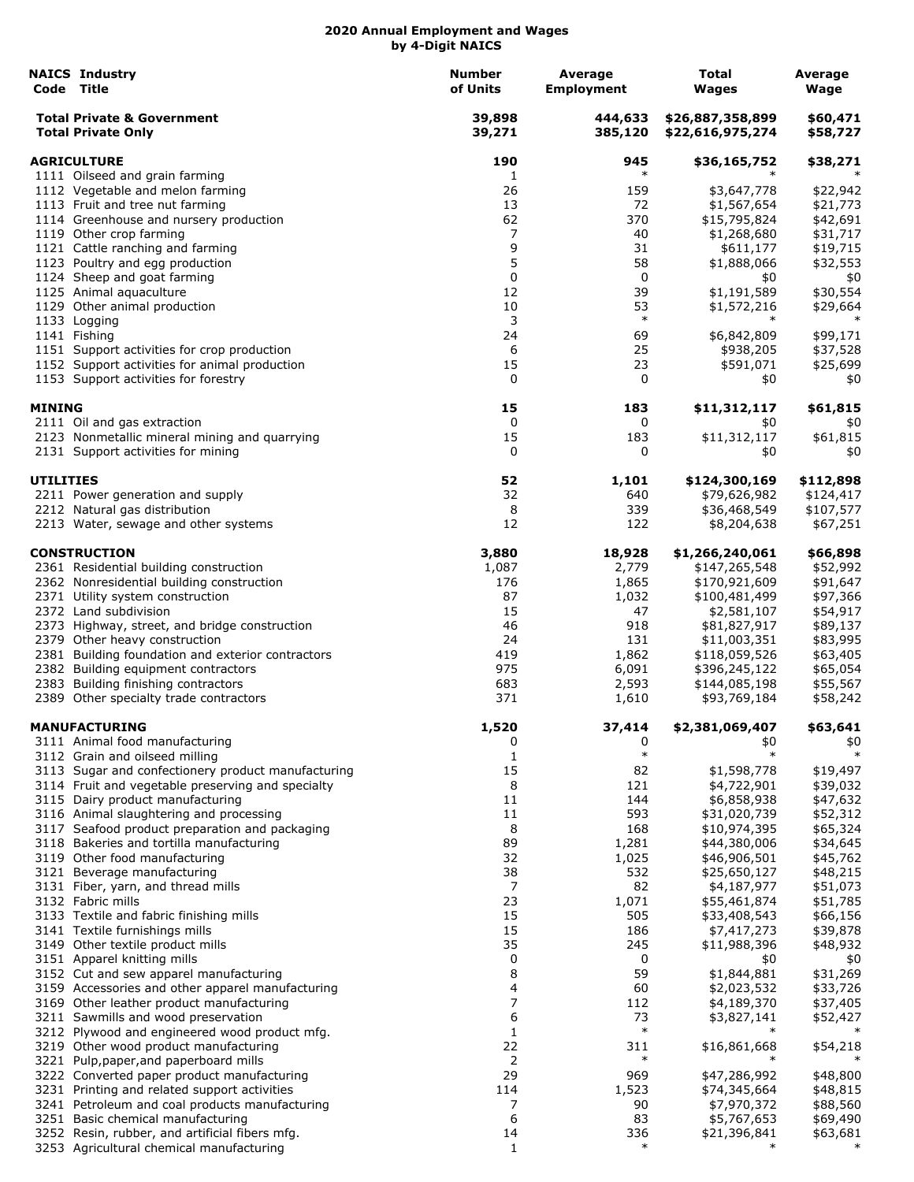# 2020 Annual Employment and Wages
## by 4-Digit NAICS

| NAICS Code | Industry Title | Number of Units | Average Employment | Total Wages | Average Wage |
|---|---|---|---|---|---|
| | **Total Private & Government** | **39,898** | **444,633** | **$26,887,358,899** | **$60,471** |
| | **Total Private Only** | **39,271** | **385,120** | **$22,616,975,274** | **$58,727** |
| | | | | | |
| | **AGRICULTURE** | **190** | **945** | **$36,165,752** | **$38,271** |
| 1111 | Oilseed and grain farming | 1 | * | * | * |
| 1112 | Vegetable and melon farming | 26 | 159 | $3,647,778 | $22,942 |
| 1113 | Fruit and tree nut farming | 13 | 72 | $1,567,654 | $21,773 |
| 1114 | Greenhouse and nursery production | 62 | 370 | $15,795,824 | $42,691 |
| 1119 | Other crop farming | 7 | 40 | $1,268,680 | $31,717 |
| 1121 | Cattle ranching and farming | 9 | 31 | $611,177 | $19,715 |
| 1123 | Poultry and egg production | 5 | 58 | $1,888,066 | $32,553 |
| 1124 | Sheep and goat farming | 0 | 0 | $0 | $0 |
| 1125 | Animal aquaculture | 12 | 39 | $1,191,589 | $30,554 |
| 1129 | Other animal production | 10 | 53 | $1,572,216 | $29,664 |
| 1133 | Logging | 3 | * | * | * |
| 1141 | Fishing | 24 | 69 | $6,842,809 | $99,171 |
| 1151 | Support activities for crop production | 6 | 25 | $938,205 | $37,528 |
| 1152 | Support activities for animal production | 15 | 23 | $591,071 | $25,699 |
| 1153 | Support activities for forestry | 0 | 0 | $0 | $0 |
| | | | | | |
| | **MINING** | **15** | **183** | **$11,312,117** | **$61,815** |
| 2111 | Oil and gas extraction | 0 | 0 | $0 | $0 |
| 2123 | Nonmetallic mineral mining and quarrying | 15 | 183 | $11,312,117 | $61,815 |
| 2131 | Support activities for mining | 0 | 0 | $0 | $0 |
| | | | | | |
| | **UTILITIES** | **52** | **1,101** | **$124,300,169** | **$112,898** |
| 2211 | Power generation and supply | 32 | 640 | $79,626,982 | $124,417 |
| 2212 | Natural gas distribution | 8 | 339 | $36,468,549 | $107,577 |
| 2213 | Water, sewage and other systems | 12 | 122 | $8,204,638 | $67,251 |
| | | | | | |
| | **CONSTRUCTION** | **3,880** | **18,928** | **$1,266,240,061** | **$66,898** |
| 2361 | Residential building construction | 1,087 | 2,779 | $147,265,548 | $52,992 |
| 2362 | Nonresidential building construction | 176 | 1,865 | $170,921,609 | $91,647 |
| 2371 | Utility system construction | 87 | 1,032 | $100,481,499 | $97,366 |
| 2372 | Land subdivision | 15 | 47 | $2,581,107 | $54,917 |
| 2373 | Highway, street, and bridge construction | 46 | 918 | $81,827,917 | $89,137 |
| 2379 | Other heavy construction | 24 | 131 | $11,003,351 | $83,995 |
| 2381 | Building foundation and exterior contractors | 419 | 1,862 | $118,059,526 | $63,405 |
| 2382 | Building equipment contractors | 975 | 6,091 | $396,245,122 | $65,054 |
| 2383 | Building finishing contractors | 683 | 2,593 | $144,085,198 | $55,567 |
| 2389 | Other specialty trade contractors | 371 | 1,610 | $93,769,184 | $58,242 |
| | | | | | |
| | **MANUFACTURING** | **1,520** | **37,414** | **$2,381,069,407** | **$63,641** |
| 3111 | Animal food manufacturing | 0 | 0 | $0 | $0 |
| 3112 | Grain and oilseed milling | 1 | * | * | * |
| 3113 | Sugar and confectionery product manufacturing | 15 | 82 | $1,598,778 | $19,497 |
| 3114 | Fruit and vegetable preserving and specialty | 8 | 121 | $4,722,901 | $39,032 |
| 3115 | Dairy product manufacturing | 11 | 144 | $6,858,938 | $47,632 |
| 3116 | Animal slaughtering and processing | 11 | 593 | $31,020,739 | $52,312 |
| 3117 | Seafood product preparation and packaging | 8 | 168 | $10,974,395 | $65,324 |
| 3118 | Bakeries and tortilla manufacturing | 89 | 1,281 | $44,380,006 | $34,645 |
| 3119 | Other food manufacturing | 32 | 1,025 | $46,906,501 | $45,762 |
| 3121 | Beverage manufacturing | 38 | 532 | $25,650,127 | $48,215 |
| 3131 | Fiber, yarn, and thread mills | 7 | 82 | $4,187,977 | $51,073 |
| 3132 | Fabric mills | 23 | 1,071 | $55,461,874 | $51,785 |
| 3133 | Textile and fabric finishing mills | 15 | 505 | $33,408,543 | $66,156 |
| 3141 | Textile furnishings mills | 15 | 186 | $7,417,273 | $39,878 |
| 3149 | Other textile product mills | 35 | 245 | $11,988,396 | $48,932 |
| 3151 | Apparel knitting mills | 0 | 0 | $0 | $0 |
| 3152 | Cut and sew apparel manufacturing | 8 | 59 | $1,844,881 | $31,269 |
| 3159 | Accessories and other apparel manufacturing | 4 | 60 | $2,023,532 | $33,726 |
| 3169 | Other leather product manufacturing | 7 | 112 | $4,189,370 | $37,405 |
| 3211 | Sawmills and wood preservation | 6 | 73 | $3,827,141 | $52,427 |
| 3212 | Plywood and engineered wood product mfg. | 1 | * | * | * |
| 3219 | Other wood product manufacturing | 22 | 311 | $16,861,668 | $54,218 |
| 3221 | Pulp,paper,and paperboard mills | 2 | * | * | * |
| 3222 | Converted paper product manufacturing | 29 | 969 | $47,286,992 | $48,800 |
| 3231 | Printing and related support activities | 114 | 1,523 | $74,345,664 | $48,815 |
| 3241 | Petroleum and coal products manufacturing | 7 | 90 | $7,970,372 | $88,560 |
| 3251 | Basic chemical manufacturing | 6 | 83 | $5,767,653 | $69,490 |
| 3252 | Resin, rubber, and artificial fibers mfg. | 14 | 336 | $21,396,841 | $63,681 |
| 3253 | Agricultural chemical manufacturing | 1 | * | * | * |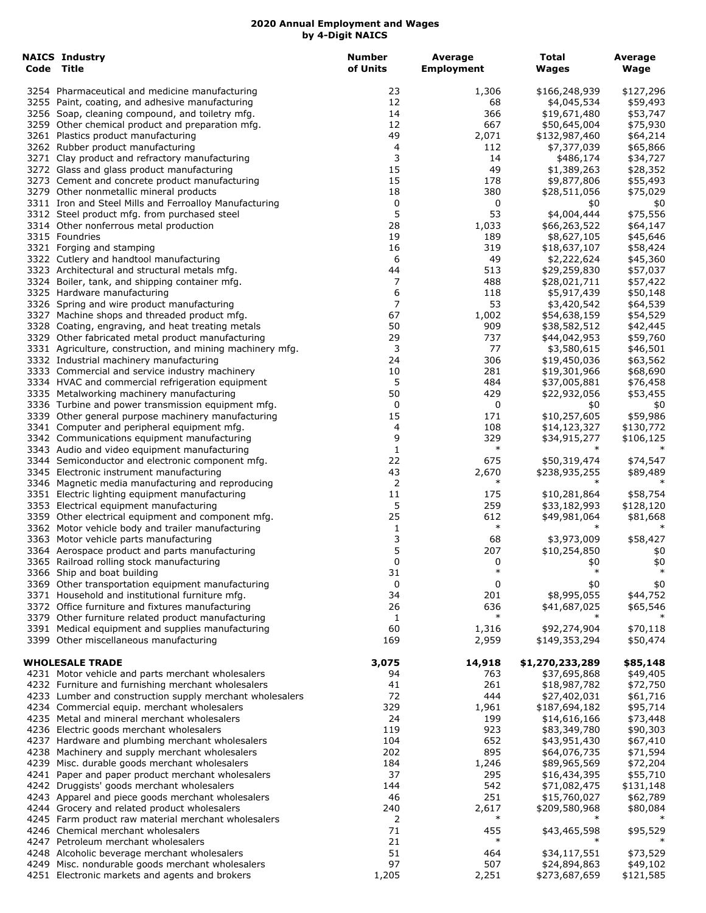## 2020 Annual Employment and Wages by 4-Digit NAICS

| NAICS Code | Industry Title | Number of Units | Average Employment | Total Wages | Average Wage |
|---|---|---|---|---|---|
| 3254 | Pharmaceutical and medicine manufacturing | 23 | 1,306 | $166,248,939 | $127,296 |
| 3255 | Paint, coating, and adhesive manufacturing | 12 | 68 | $4,045,534 | $59,493 |
| 3256 | Soap, cleaning compound, and toiletry mfg. | 14 | 366 | $19,671,480 | $53,747 |
| 3259 | Other chemical product and preparation mfg. | 12 | 667 | $50,645,004 | $75,930 |
| 3261 | Plastics product manufacturing | 49 | 2,071 | $132,987,460 | $64,214 |
| 3262 | Rubber product manufacturing | 4 | 112 | $7,377,039 | $65,866 |
| 3271 | Clay product and refractory manufacturing | 3 | 14 | $486,174 | $34,727 |
| 3272 | Glass and glass product manufacturing | 15 | 49 | $1,389,263 | $28,352 |
| 3273 | Cement and concrete product manufacturing | 15 | 178 | $9,877,806 | $55,493 |
| 3279 | Other nonmetallic mineral products | 18 | 380 | $28,511,056 | $75,029 |
| 3311 | Iron and Steel Mills and Ferroalloy Manufacturing | 0 | 0 | $0 | $0 |
| 3312 | Steel product mfg. from purchased steel | 5 | 53 | $4,004,444 | $75,556 |
| 3314 | Other nonferrous metal production | 28 | 1,033 | $66,263,522 | $64,147 |
| 3315 | Foundries | 19 | 189 | $8,627,105 | $45,646 |
| 3321 | Forging and stamping | 16 | 319 | $18,637,107 | $58,424 |
| 3322 | Cutlery and handtool manufacturing | 6 | 49 | $2,222,624 | $45,360 |
| 3323 | Architectural and structural metals mfg. | 44 | 513 | $29,259,830 | $57,037 |
| 3324 | Boiler, tank, and shipping container mfg. | 7 | 488 | $28,021,711 | $57,422 |
| 3325 | Hardware manufacturing | 6 | 118 | $5,917,439 | $50,148 |
| 3326 | Spring and wire product manufacturing | 7 | 53 | $3,420,542 | $64,539 |
| 3327 | Machine shops and threaded product mfg. | 67 | 1,002 | $54,638,159 | $54,529 |
| 3328 | Coating, engraving, and heat treating metals | 50 | 909 | $38,582,512 | $42,445 |
| 3329 | Other fabricated metal product manufacturing | 29 | 737 | $44,042,953 | $59,760 |
| 3331 | Agriculture, construction, and mining machinery mfg. | 3 | 77 | $3,580,615 | $46,501 |
| 3332 | Industrial machinery manufacturing | 24 | 306 | $19,450,036 | $63,562 |
| 3333 | Commercial and service industry machinery | 10 | 281 | $19,301,966 | $68,690 |
| 3334 | HVAC and commercial refrigeration equipment | 5 | 484 | $37,005,881 | $76,458 |
| 3335 | Metalworking machinery manufacturing | 50 | 429 | $22,932,056 | $53,455 |
| 3336 | Turbine and power transmission equipment mfg. | 0 | 0 | $0 | $0 |
| 3339 | Other general purpose machinery manufacturing | 15 | 171 | $10,257,605 | $59,986 |
| 3341 | Computer and peripheral equipment mfg. | 4 | 108 | $14,123,327 | $130,772 |
| 3342 | Communications equipment manufacturing | 9 | 329 | $34,915,277 | $106,125 |
| 3343 | Audio and video equipment manufacturing | 1 | * | * | * |
| 3344 | Semiconductor and electronic component mfg. | 22 | 675 | $50,319,474 | $74,547 |
| 3345 | Electronic instrument manufacturing | 43 | 2,670 | $238,935,255 | $89,489 |
| 3346 | Magnetic media manufacturing and reproducing | 2 | * | * | * |
| 3351 | Electric lighting equipment manufacturing | 11 | 175 | $10,281,864 | $58,754 |
| 3353 | Electrical equipment manufacturing | 5 | 259 | $33,182,993 | $128,120 |
| 3359 | Other electrical equipment and component mfg. | 25 | 612 | $49,981,064 | $81,668 |
| 3362 | Motor vehicle body and trailer manufacturing | 1 | * | * | * |
| 3363 | Motor vehicle parts manufacturing | 3 | 68 | $3,973,009 | $58,427 |
| 3364 | Aerospace product and parts manufacturing | 5 | 207 | $10,254,850 | $0 |
| 3365 | Railroad rolling stock manufacturing | 0 | 0 | $0 | $0 |
| 3366 | Ship and boat building | 31 | * | * | * |
| 3369 | Other transportation equipment manufacturing | 0 | 0 | $0 | $0 |
| 3371 | Household and institutional furniture mfg. | 34 | 201 | $8,995,055 | $44,752 |
| 3372 | Office furniture and fixtures manufacturing | 26 | 636 | $41,687,025 | $65,546 |
| 3379 | Other furniture related product manufacturing | 1 | * | * | * |
| 3391 | Medical equipment and supplies manufacturing | 60 | 1,316 | $92,274,904 | $70,118 |
| 3399 | Other miscellaneous manufacturing | 169 | 2,959 | $149,353,294 | $50,474 |
| **WHOLESALE TRADE** | | **3,075** | **14,918** | **$1,270,233,289** | **$85,148** |
| 4231 | Motor vehicle and parts merchant wholesalers | 94 | 763 | $37,695,868 | $49,405 |
| 4232 | Furniture and furnishing merchant wholesalers | 41 | 261 | $18,987,782 | $72,750 |
| 4233 | Lumber and construction supply merchant wholesalers | 72 | 444 | $27,402,031 | $61,716 |
| 4234 | Commercial equip. merchant wholesalers | 329 | 1,961 | $187,694,182 | $95,714 |
| 4235 | Metal and mineral merchant wholesalers | 24 | 199 | $14,616,166 | $73,448 |
| 4236 | Electric goods merchant wholesalers | 119 | 923 | $83,349,780 | $90,303 |
| 4237 | Hardware and plumbing merchant wholesalers | 104 | 652 | $43,951,430 | $67,410 |
| 4238 | Machinery and supply merchant wholesalers | 202 | 895 | $64,076,735 | $71,594 |
| 4239 | Misc. durable goods merchant wholesalers | 184 | 1,246 | $89,965,569 | $72,204 |
| 4241 | Paper and paper product merchant wholesalers | 37 | 295 | $16,434,395 | $55,710 |
| 4242 | Druggists' goods merchant wholesalers | 144 | 542 | $71,082,475 | $131,148 |
| 4243 | Apparel and piece goods merchant wholesalers | 46 | 251 | $15,760,027 | $62,789 |
| 4244 | Grocery and related product wholesalers | 240 | 2,617 | $209,580,968 | $80,084 |
| 4245 | Farm product raw material merchant wholesalers | 2 | * | * | * |
| 4246 | Chemical merchant wholesalers | 71 | 455 | $43,465,598 | $95,529 |
| 4247 | Petroleum merchant wholesalers | 21 | * | * | * |
| 4248 | Alcoholic beverage merchant wholesalers | 51 | 464 | $34,117,551 | $73,529 |
| 4249 | Misc. nondurable goods merchant wholesalers | 97 | 507 | $24,894,863 | $49,102 |
| 4251 | Electronic markets and agents and brokers | 1,205 | 2,251 | $273,687,659 | $121,585 |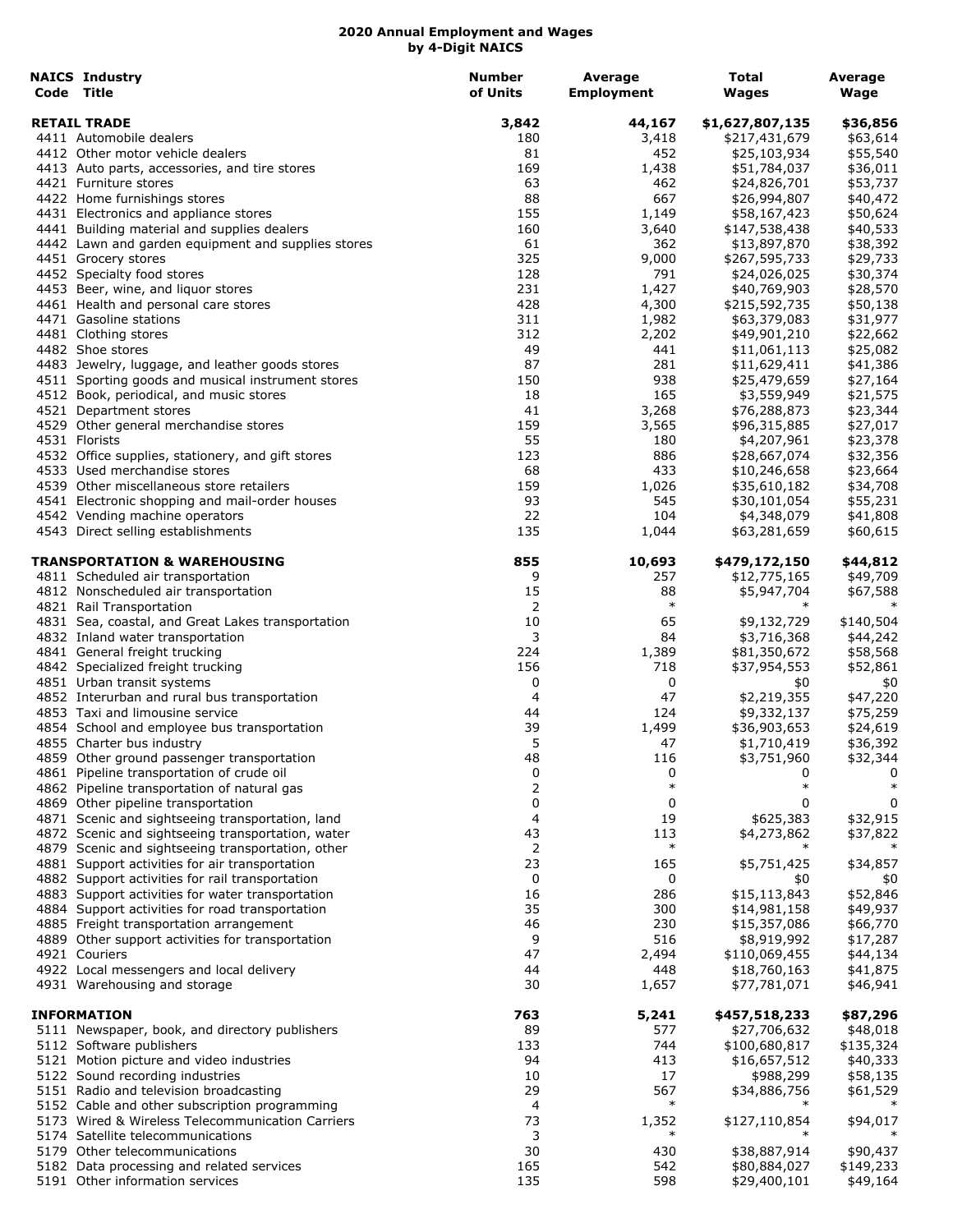**2020 Annual Employment and Wages**
**by 4-Digit NAICS**

| NAICS Code | Industry Title | Number of Units | Average Employment | Total Wages | Average Wage |
|---|---|---|---|---|---|
| | **RETAIL TRADE** | **3,842** | **44,167** | **$1,627,807,135** | **$36,856** |
| 4411 | Automobile dealers | 180 | 3,418 | $217,431,679 | $63,614 |
| 4412 | Other motor vehicle dealers | 81 | 452 | $25,103,934 | $55,540 |
| 4413 | Auto parts, accessories, and tire stores | 169 | 1,438 | $51,784,037 | $36,011 |
| 4421 | Furniture stores | 63 | 462 | $24,826,701 | $53,737 |
| 4422 | Home furnishings stores | 88 | 667 | $26,994,807 | $40,472 |
| 4431 | Electronics and appliance stores | 155 | 1,149 | $58,167,423 | $50,624 |
| 4441 | Building material and supplies dealers | 160 | 3,640 | $147,538,438 | $40,533 |
| 4442 | Lawn and garden equipment and supplies stores | 61 | 362 | $13,897,870 | $38,392 |
| 4451 | Grocery stores | 325 | 9,000 | $267,595,733 | $29,733 |
| 4452 | Specialty food stores | 128 | 791 | $24,026,025 | $30,374 |
| 4453 | Beer, wine, and liquor stores | 231 | 1,427 | $40,769,903 | $28,570 |
| 4461 | Health and personal care stores | 428 | 4,300 | $215,592,735 | $50,138 |
| 4471 | Gasoline stations | 311 | 1,982 | $63,379,083 | $31,977 |
| 4481 | Clothing stores | 312 | 2,202 | $49,901,210 | $22,662 |
| 4482 | Shoe stores | 49 | 441 | $11,061,113 | $25,082 |
| 4483 | Jewelry, luggage, and leather goods stores | 87 | 281 | $11,629,411 | $41,386 |
| 4511 | Sporting goods and musical instrument stores | 150 | 938 | $25,479,659 | $27,164 |
| 4512 | Book, periodical, and music stores | 18 | 165 | $3,559,949 | $21,575 |
| 4521 | Department stores | 41 | 3,268 | $76,288,873 | $23,344 |
| 4529 | Other general merchandise stores | 159 | 3,565 | $96,315,885 | $27,017 |
| 4531 | Florists | 55 | 180 | $4,207,961 | $23,378 |
| 4532 | Office supplies, stationery, and gift stores | 123 | 886 | $28,667,074 | $32,356 |
| 4533 | Used merchandise stores | 68 | 433 | $10,246,658 | $23,664 |
| 4539 | Other miscellaneous store retailers | 159 | 1,026 | $35,610,182 | $34,708 |
| 4541 | Electronic shopping and mail-order houses | 93 | 545 | $30,101,054 | $55,231 |
| 4542 | Vending machine operators | 22 | 104 | $4,348,079 | $41,808 |
| 4543 | Direct selling establishments | 135 | 1,044 | $63,281,659 | $60,615 |
| | **TRANSPORTATION & WAREHOUSING** | **855** | **10,693** | **$479,172,150** | **$44,812** |
| 4811 | Scheduled air transportation | 9 | 257 | $12,775,165 | $49,709 |
| 4812 | Nonscheduled air transportation | 15 | 88 | $5,947,704 | $67,588 |
| 4821 | Rail Transportation | 2 | * | * | * |
| 4831 | Sea, coastal, and Great Lakes transportation | 10 | 65 | $9,132,729 | $140,504 |
| 4832 | Inland water transportation | 3 | 84 | $3,716,368 | $44,242 |
| 4841 | General freight trucking | 224 | 1,389 | $81,350,672 | $58,568 |
| 4842 | Specialized freight trucking | 156 | 718 | $37,954,553 | $52,861 |
| 4851 | Urban transit systems | 0 | 0 | $0 | $0 |
| 4852 | Interurban and rural bus transportation | 4 | 47 | $2,219,355 | $47,220 |
| 4853 | Taxi and limousine service | 44 | 124 | $9,332,137 | $75,259 |
| 4854 | School and employee bus transportation | 39 | 1,499 | $36,903,653 | $24,619 |
| 4855 | Charter bus industry | 5 | 47 | $1,710,419 | $36,392 |
| 4859 | Other ground passenger transportation | 48 | 116 | $3,751,960 | $32,344 |
| 4861 | Pipeline transportation of crude oil | 0 | 0 | 0 | 0 |
| 4862 | Pipeline transportation of natural gas | 2 | * | * | * |
| 4869 | Other pipeline transportation | 0 | 0 | 0 | 0 |
| 4871 | Scenic and sightseeing transportation, land | 4 | 19 | $625,383 | $32,915 |
| 4872 | Scenic and sightseeing transportation, water | 43 | 113 | $4,273,862 | $37,822 |
| 4879 | Scenic and sightseeing transportation, other | 2 | * | * | * |
| 4881 | Support activities for air transportation | 23 | 165 | $5,751,425 | $34,857 |
| 4882 | Support activities for rail transportation | 0 | 0 | $0 | $0 |
| 4883 | Support activities for water transportation | 16 | 286 | $15,113,843 | $52,846 |
| 4884 | Support activities for road transportation | 35 | 300 | $14,981,158 | $49,937 |
| 4885 | Freight transportation arrangement | 46 | 230 | $15,357,086 | $66,770 |
| 4889 | Other support activities for transportation | 9 | 516 | $8,919,992 | $17,287 |
| 4921 | Couriers | 47 | 2,494 | $110,069,455 | $44,134 |
| 4922 | Local messengers and local delivery | 44 | 448 | $18,760,163 | $41,875 |
| 4931 | Warehousing and storage | 30 | 1,657 | $77,781,071 | $46,941 |
| | **INFORMATION** | **763** | **5,241** | **$457,518,233** | **$87,296** |
| 5111 | Newspaper, book, and directory publishers | 89 | 577 | $27,706,632 | $48,018 |
| 5112 | Software publishers | 133 | 744 | $100,680,817 | $135,324 |
| 5121 | Motion picture and video industries | 94 | 413 | $16,657,512 | $40,333 |
| 5122 | Sound recording industries | 10 | 17 | $988,299 | $58,135 |
| 5151 | Radio and television broadcasting | 29 | 567 | $34,886,756 | $61,529 |
| 5152 | Cable and other subscription programming | 4 | * | * | * |
| 5173 | Wired & Wireless Telecommunication Carriers | 73 | 1,352 | $127,110,854 | $94,017 |
| 5174 | Satellite telecommunications | 3 | * | * | * |
| 5179 | Other telecommunications | 30 | 430 | $38,887,914 | $90,437 |
| 5182 | Data processing and related services | 165 | 542 | $80,884,027 | $149,233 |
| 5191 | Other information services | 135 | 598 | $29,400,101 | $49,164 |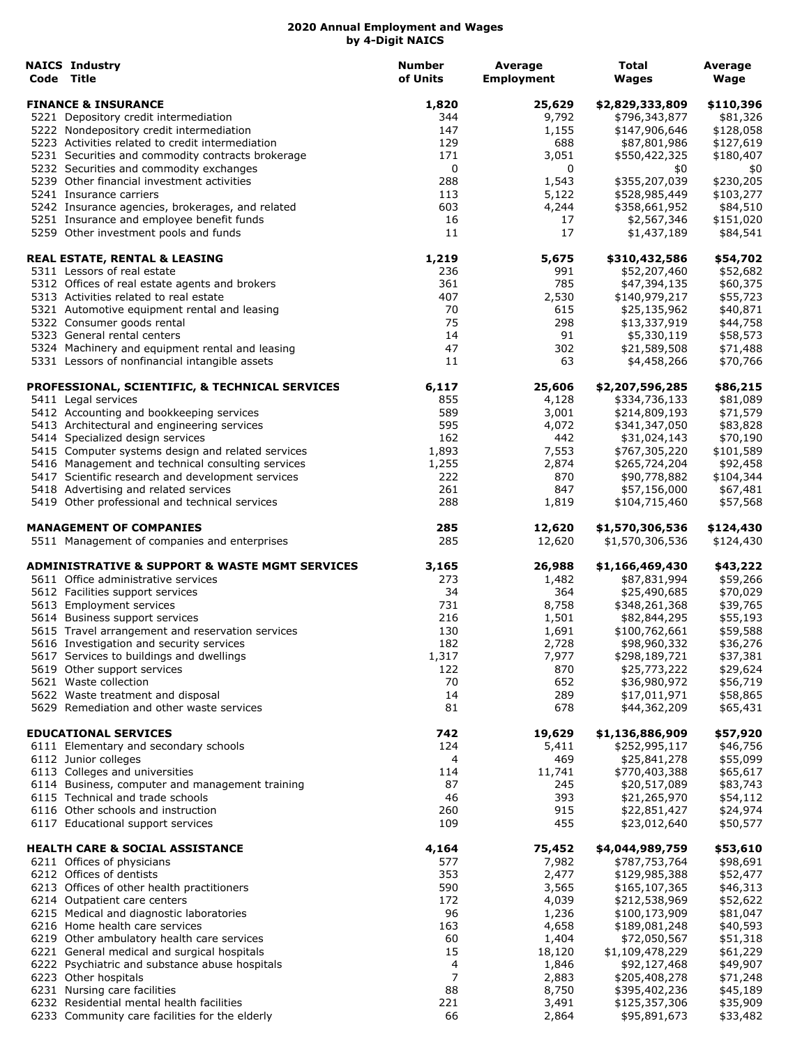# 2020 Annual Employment and Wages by 4-Digit NAICS

| NAICS Code | Industry Title | Number of Units | Average Employment | Total Wages | Average Wage |
|---|---|---|---|---|---|
| | **FINANCE & INSURANCE** | **1,820** | **25,629** | **$2,829,333,809** | **$110,396** |
| 5221 | Depository credit intermediation | 344 | 9,792 | $796,343,877 | $81,326 |
| 5222 | Nondepository credit intermediation | 147 | 1,155 | $147,906,646 | $128,058 |
| 5223 | Activities related to credit intermediation | 129 | 688 | $87,801,986 | $127,619 |
| 5231 | Securities and commodity contracts brokerage | 171 | 3,051 | $550,422,325 | $180,407 |
| 5232 | Securities and commodity exchanges | 0 | 0 | $0 | $0 |
| 5239 | Other financial investment activities | 288 | 1,543 | $355,207,039 | $230,205 |
| 5241 | Insurance carriers | 113 | 5,122 | $528,985,449 | $103,277 |
| 5242 | Insurance agencies, brokerages, and related | 603 | 4,244 | $358,661,952 | $84,510 |
| 5251 | Insurance and employee benefit funds | 16 | 17 | $2,567,346 | $151,020 |
| 5259 | Other investment pools and funds | 11 | 17 | $1,437,189 | $84,541 |
| | **REAL ESTATE, RENTAL & LEASING** | **1,219** | **5,675** | **$310,432,586** | **$54,702** |
| 5311 | Lessors of real estate | 236 | 991 | $52,207,460 | $52,682 |
| 5312 | Offices of real estate agents and brokers | 361 | 785 | $47,394,135 | $60,375 |
| 5313 | Activities related to real estate | 407 | 2,530 | $140,979,217 | $55,723 |
| 5321 | Automotive equipment rental and leasing | 70 | 615 | $25,135,962 | $40,871 |
| 5322 | Consumer goods rental | 75 | 298 | $13,337,919 | $44,758 |
| 5323 | General rental centers | 14 | 91 | $5,330,119 | $58,573 |
| 5324 | Machinery and equipment rental and leasing | 47 | 302 | $21,589,508 | $71,488 |
| 5331 | Lessors of nonfinancial intangible assets | 11 | 63 | $4,458,266 | $70,766 |
| | **PROFESSIONAL, SCIENTIFIC, & TECHNICAL SERVICES** | **6,117** | **25,606** | **$2,207,596,285** | **$86,215** |
| 5411 | Legal services | 855 | 4,128 | $334,736,133 | $81,089 |
| 5412 | Accounting and bookkeeping services | 589 | 3,001 | $214,809,193 | $71,579 |
| 5413 | Architectural and engineering services | 595 | 4,072 | $341,347,050 | $83,828 |
| 5414 | Specialized design services | 162 | 442 | $31,024,143 | $70,190 |
| 5415 | Computer systems design and related services | 1,893 | 7,553 | $767,305,220 | $101,589 |
| 5416 | Management and technical consulting services | 1,255 | 2,874 | $265,724,204 | $92,458 |
| 5417 | Scientific research and development services | 222 | 870 | $90,778,882 | $104,344 |
| 5418 | Advertising and related services | 261 | 847 | $57,156,000 | $67,481 |
| 5419 | Other professional and technical services | 288 | 1,819 | $104,715,460 | $57,568 |
| | **MANAGEMENT OF COMPANIES** | **285** | **12,620** | **$1,570,306,536** | **$124,430** |
| 5511 | Management of companies and enterprises | 285 | 12,620 | $1,570,306,536 | $124,430 |
| | **ADMINISTRATIVE & SUPPORT & WASTE MGMT SERVICES** | **3,165** | **26,988** | **$1,166,469,430** | **$43,222** |
| 5611 | Office administrative services | 273 | 1,482 | $87,831,994 | $59,266 |
| 5612 | Facilities support services | 34 | 364 | $25,490,685 | $70,029 |
| 5613 | Employment services | 731 | 8,758 | $348,261,368 | $39,765 |
| 5614 | Business support services | 216 | 1,501 | $82,844,295 | $55,193 |
| 5615 | Travel arrangement and reservation services | 130 | 1,691 | $100,762,661 | $59,588 |
| 5616 | Investigation and security services | 182 | 2,728 | $98,960,332 | $36,276 |
| 5617 | Services to buildings and dwellings | 1,317 | 7,977 | $298,189,721 | $37,381 |
| 5619 | Other support services | 122 | 870 | $25,773,222 | $29,624 |
| 5621 | Waste collection | 70 | 652 | $36,980,972 | $56,719 |
| 5622 | Waste treatment and disposal | 14 | 289 | $17,011,971 | $58,865 |
| 5629 | Remediation and other waste services | 81 | 678 | $44,362,209 | $65,431 |
| | **EDUCATIONAL SERVICES** | **742** | **19,629** | **$1,136,886,909** | **$57,920** |
| 6111 | Elementary and secondary schools | 124 | 5,411 | $252,995,117 | $46,756 |
| 6112 | Junior colleges | 4 | 469 | $25,841,278 | $55,099 |
| 6113 | Colleges and universities | 114 | 11,741 | $770,403,388 | $65,617 |
| 6114 | Business, computer and management training | 87 | 245 | $20,517,089 | $83,743 |
| 6115 | Technical and trade schools | 46 | 393 | $21,265,970 | $54,112 |
| 6116 | Other schools and instruction | 260 | 915 | $22,851,427 | $24,974 |
| 6117 | Educational support services | 109 | 455 | $23,012,640 | $50,577 |
| | **HEALTH CARE & SOCIAL ASSISTANCE** | **4,164** | **75,452** | **$4,044,989,759** | **$53,610** |
| 6211 | Offices of physicians | 577 | 7,982 | $787,753,764 | $98,691 |
| 6212 | Offices of dentists | 353 | 2,477 | $129,985,388 | $52,477 |
| 6213 | Offices of other health practitioners | 590 | 3,565 | $165,107,365 | $46,313 |
| 6214 | Outpatient care centers | 172 | 4,039 | $212,538,969 | $52,622 |
| 6215 | Medical and diagnostic laboratories | 96 | 1,236 | $100,173,909 | $81,047 |
| 6216 | Home health care services | 163 | 4,658 | $189,081,248 | $40,593 |
| 6219 | Other ambulatory health care services | 60 | 1,404 | $72,050,567 | $51,318 |
| 6221 | General medical and surgical hospitals | 15 | 18,120 | $1,109,478,229 | $61,229 |
| 6222 | Psychiatric and substance abuse hospitals | 4 | 1,846 | $92,127,468 | $49,907 |
| 6223 | Other hospitals | 7 | 2,883 | $205,408,278 | $71,248 |
| 6231 | Nursing care facilities | 88 | 8,750 | $395,402,236 | $45,189 |
| 6232 | Residential mental health facilities | 221 | 3,491 | $125,357,306 | $35,909 |
| 6233 | Community care facilities for the elderly | 66 | 2,864 | $95,891,673 | $33,482 |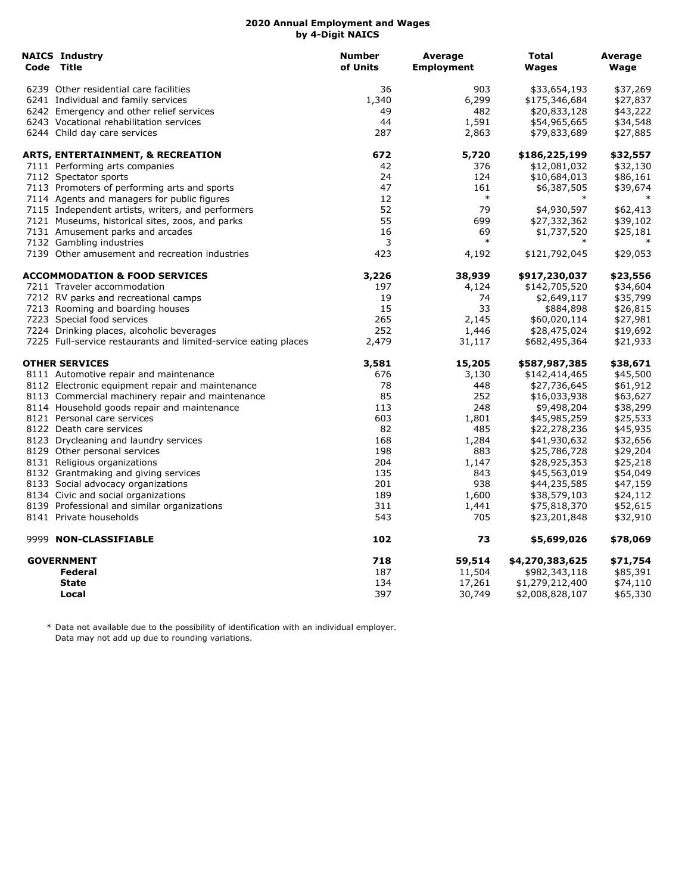## 2020 Annual Employment and Wages by 4-Digit NAICS

| NAICS Code | Industry Title | Number of Units | Average Employment | Total Wages | Average Wage |
|---|---|---|---|---|---|
| 6239 | Other residential care facilities | 36 | 903 | $33,654,193 | $37,269 |
| 6241 | Individual and family services | 1,340 | 6,299 | $175,346,684 | $27,837 |
| 6242 | Emergency and other relief services | 49 | 482 | $20,833,128 | $43,222 |
| 6243 | Vocational rehabilitation services | 44 | 1,591 | $54,965,665 | $34,548 |
| 6244 | Child day care services | 287 | 2,863 | $79,833,689 | $27,885 |
| | **ARTS, ENTERTAINMENT, & RECREATION** | **672** | **5,720** | **$186,225,199** | **$32,557** |
| 7111 | Performing arts companies | 42 | 376 | $12,081,032 | $32,130 |
| 7112 | Spectator sports | 24 | 124 | $10,684,013 | $86,161 |
| 7113 | Promoters of performing arts and sports | 47 | 161 | $6,387,505 | $39,674 |
| 7114 | Agents and managers for public figures | 12 | * | * | * |
| 7115 | Independent artists, writers, and performers | 52 | 79 | $4,930,597 | $62,413 |
| 7121 | Museums, historical sites, zoos, and parks | 55 | 699 | $27,332,362 | $39,102 |
| 7131 | Amusement parks and arcades | 16 | 69 | $1,737,520 | $25,181 |
| 7132 | Gambling industries | 3 | * | * | * |
| 7139 | Other amusement and recreation industries | 423 | 4,192 | $121,792,045 | $29,053 |
| | **ACCOMMODATION & FOOD SERVICES** | **3,226** | **38,939** | **$917,230,037** | **$23,556** |
| 7211 | Traveler accommodation | 197 | 4,124 | $142,705,520 | $34,604 |
| 7212 | RV parks and recreational camps | 19 | 74 | $2,649,117 | $35,799 |
| 7213 | Rooming and boarding houses | 15 | 33 | $884,898 | $26,815 |
| 7223 | Special food services | 265 | 2,145 | $60,020,114 | $27,981 |
| 7224 | Drinking places, alcoholic beverages | 252 | 1,446 | $28,475,024 | $19,692 |
| 7225 | Full-service restaurants and limited-service eating places | 2,479 | 31,117 | $682,495,364 | $21,933 |
| | **OTHER SERVICES** | **3,581** | **15,205** | **$587,987,385** | **$38,671** |
| 8111 | Automotive repair and maintenance | 676 | 3,130 | $142,414,465 | $45,500 |
| 8112 | Electronic equipment repair and maintenance | 78 | 448 | $27,736,645 | $61,912 |
| 8113 | Commercial machinery repair and maintenance | 85 | 252 | $16,033,938 | $63,627 |
| 8114 | Household goods repair and maintenance | 113 | 248 | $9,498,204 | $38,299 |
| 8121 | Personal care services | 603 | 1,801 | $45,985,259 | $25,533 |
| 8122 | Death care services | 82 | 485 | $22,278,236 | $45,935 |
| 8123 | Drycleaning and laundry services | 168 | 1,284 | $41,930,632 | $32,656 |
| 8129 | Other personal services | 198 | 883 | $25,786,728 | $29,204 |
| 8131 | Religious organizations | 204 | 1,147 | $28,925,353 | $25,218 |
| 8132 | Grantmaking and giving services | 135 | 843 | $45,563,019 | $54,049 |
| 8133 | Social advocacy organizations | 201 | 938 | $44,235,585 | $47,159 |
| 8134 | Civic and social organizations | 189 | 1,600 | $38,579,103 | $24,112 |
| 8139 | Professional and similar organizations | 311 | 1,441 | $75,818,370 | $52,615 |
| 8141 | Private households | 543 | 705 | $23,201,848 | $32,910 |
| 9999 | **NON-CLASSIFIABLE** | **102** | **73** | **$5,699,026** | **$78,069** |
| | **GOVERNMENT** | **718** | **59,514** | **$4,270,383,625** | **$71,754** |
| | **Federal** | 187 | 11,504 | $982,343,118 | $85,391 |
| | **State** | 134 | 17,261 | $1,279,212,400 | $74,110 |
| | **Local** | 397 | 30,749 | $2,008,828,107 | $65,330 |

\* Data not available due to the possibility of identification with an individual employer.
Data may not add up due to rounding variations.